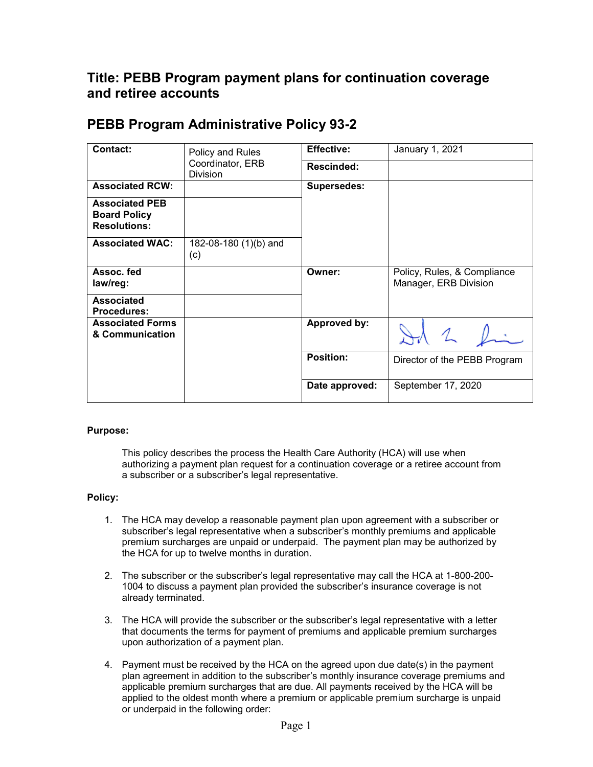## Title: PEBB Program payment plans for continuation coverage and retiree accounts

# PEBB Program Administrative Policy 93-2

| Contact: | Policy and Rules Coordinator, ERB Division | Effective: | January 1, 2021 |
| --- | --- | --- | --- |
| | | Rescinded: | |
| Associated RCW: | | Supersedes: | |
| Associated PEB Board Policy Resolutions: | | | |
| Associated WAC: | 182-08-180 (1)(b) and (c) | | |
| Assoc. fed law/reg: | | Owner: | Policy, Rules, & Compliance Manager, ERB Division |
| Associated Procedures: | | | |
| Associated Forms & Communication | | Approved by: | |
| | | Position: | Director of the PEBB Program |
| | | Date approved: | September 17, 2020 |

**Purpose:**

This policy describes the process the Health Care Authority (HCA) will use when authorizing a payment plan request for a continuation coverage or a retiree account from a subscriber or a subscriber's legal representative.

**Policy:**

1. The HCA may develop a reasonable payment plan upon agreement with a subscriber or subscriber's legal representative when a subscriber's monthly premiums and applicable premium surcharges are unpaid or underpaid. The payment plan may be authorized by the HCA for up to twelve months in duration.

2. The subscriber or the subscriber's legal representative may call the HCA at 1-800-200-1004 to discuss a payment plan provided the subscriber's insurance coverage is not already terminated.

3. The HCA will provide the subscriber or the subscriber's legal representative with a letter that documents the terms for payment of premiums and applicable premium surcharges upon authorization of a payment plan.

4. Payment must be received by the HCA on the agreed upon due date(s) in the payment plan agreement in addition to the subscriber's monthly insurance coverage premiums and applicable premium surcharges that are due. All payments received by the HCA will be applied to the oldest month where a premium or applicable premium surcharge is unpaid or underpaid in the following order: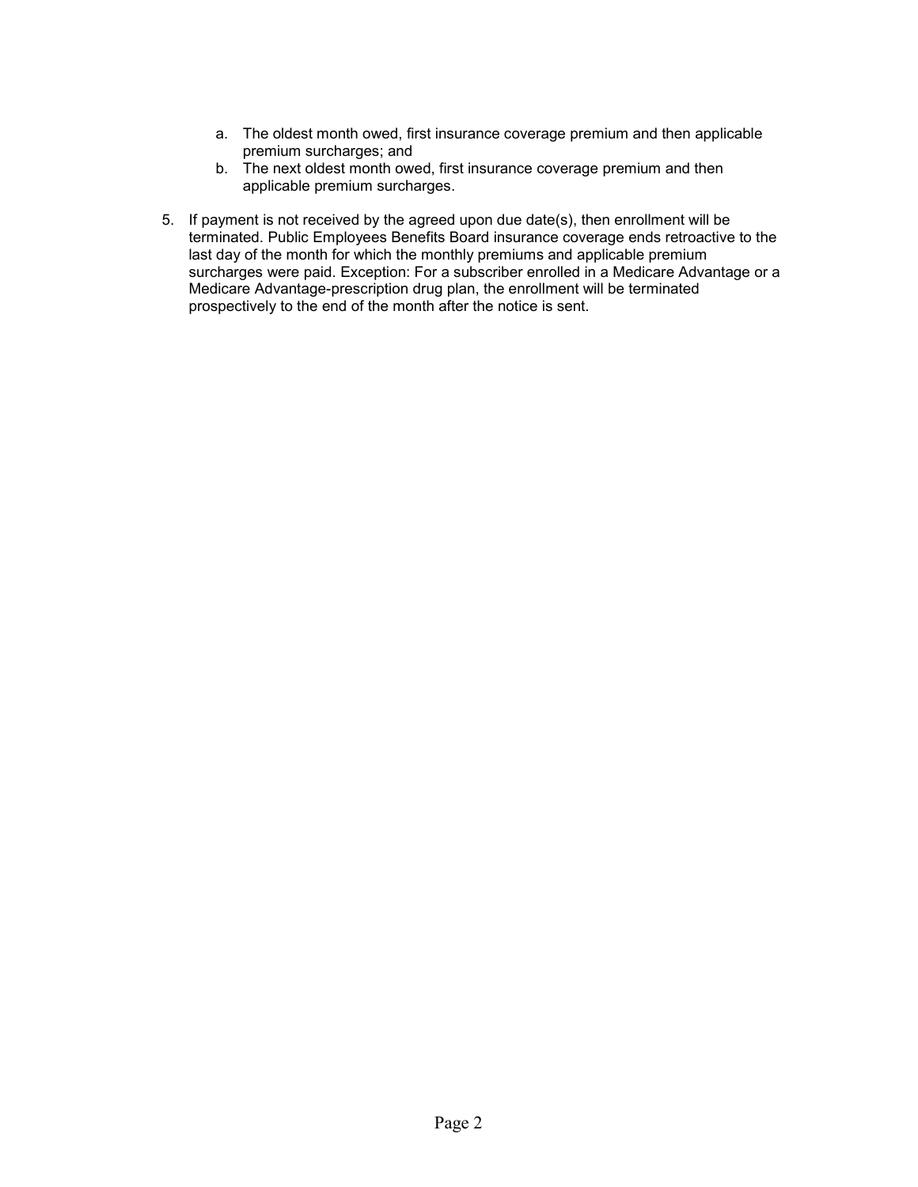a. The oldest month owed, first insurance coverage premium and then applicable premium surcharges; and
   b. The next oldest month owed, first insurance coverage premium and then applicable premium surcharges.

5. If payment is not received by the agreed upon due date(s), then enrollment will be terminated. Public Employees Benefits Board insurance coverage ends retroactive to the last day of the month for which the monthly premiums and applicable premium surcharges were paid. Exception: For a subscriber enrolled in a Medicare Advantage or a Medicare Advantage-prescription drug plan, the enrollment will be terminated prospectively to the end of the month after the notice is sent.